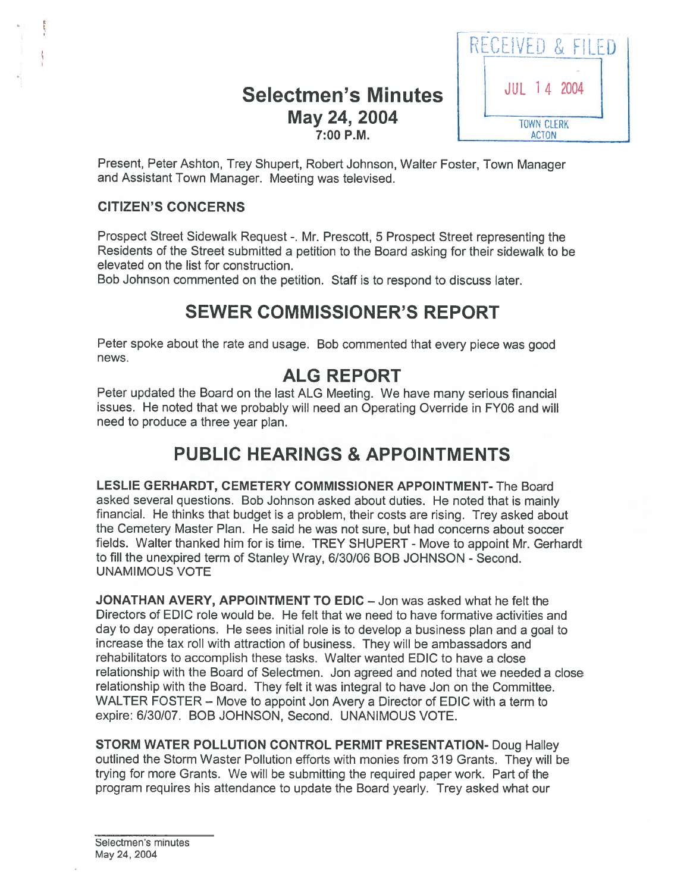RECEIVED & FILED
JUL 14 2004
TOWN CLERK
ACTON

# Selectmen's Minutes
## May 24, 2004
### 7:00 P.M.

Present, Peter Ashton, Trey Shupert, Robert Johnson, Walter Foster, Town Manager and Assistant Town Manager. Meeting was televised.

**CITIZEN'S CONCERNS**

Prospect Street Sidewalk Request -. Mr. Prescott, 5 Prospect Street representing the Residents of the Street submitted a petition to the Board asking for their sidewalk to be elevated on the list for construction.
Bob Johnson commented on the petition. Staff is to respond to discuss later.

## SEWER COMMISSIONER'S REPORT

Peter spoke about the rate and usage. Bob commented that every piece was good news.

## ALG REPORT

Peter updated the Board on the last ALG Meeting. We have many serious financial issues. He noted that we probably will need an Operating Override in FY06 and will need to produce a three year plan.

## PUBLIC HEARINGS & APPOINTMENTS

**LESLIE GERHARDT, CEMETERY COMMISSIONER APPOINTMENT-** The Board asked several questions. Bob Johnson asked about duties. He noted that is mainly financial. He thinks that budget is a problem, their costs are rising. Trey asked about the Cemetery Master Plan. He said he was not sure, but had concerns about soccer fields. Walter thanked him for is time. TREY SHUPERT - Move to appoint Mr. Gerhardt to fill the unexpired term of Stanley Wray, 6/30/06 BOB JOHNSON - Second. UNAMIMOUS VOTE

**JONATHAN AVERY, APPOINTMENT TO EDIC** – Jon was asked what he felt the Directors of EDIC role would be. He felt that we need to have formative activities and day to day operations. He sees initial role is to develop a business plan and a goal to increase the tax roll with attraction of business. They will be ambassadors and rehabilitators to accomplish these tasks. Walter wanted EDIC to have a close relationship with the Board of Selectmen. Jon agreed and noted that we needed a close relationship with the Board. They felt it was integral to have Jon on the Committee. WALTER FOSTER – Move to appoint Jon Avery a Director of EDIC with a term to expire: 6/30/07. BOB JOHNSON, Second. UNANIMOUS VOTE.

**STORM WATER POLLUTION CONTROL PERMIT PRESENTATION-** Doug Halley outlined the Storm Waster Pollution efforts with monies from 319 Grants. They will be trying for more Grants. We will be submitting the required paper work. Part of the program requires his attendance to update the Board yearly. Trey asked what our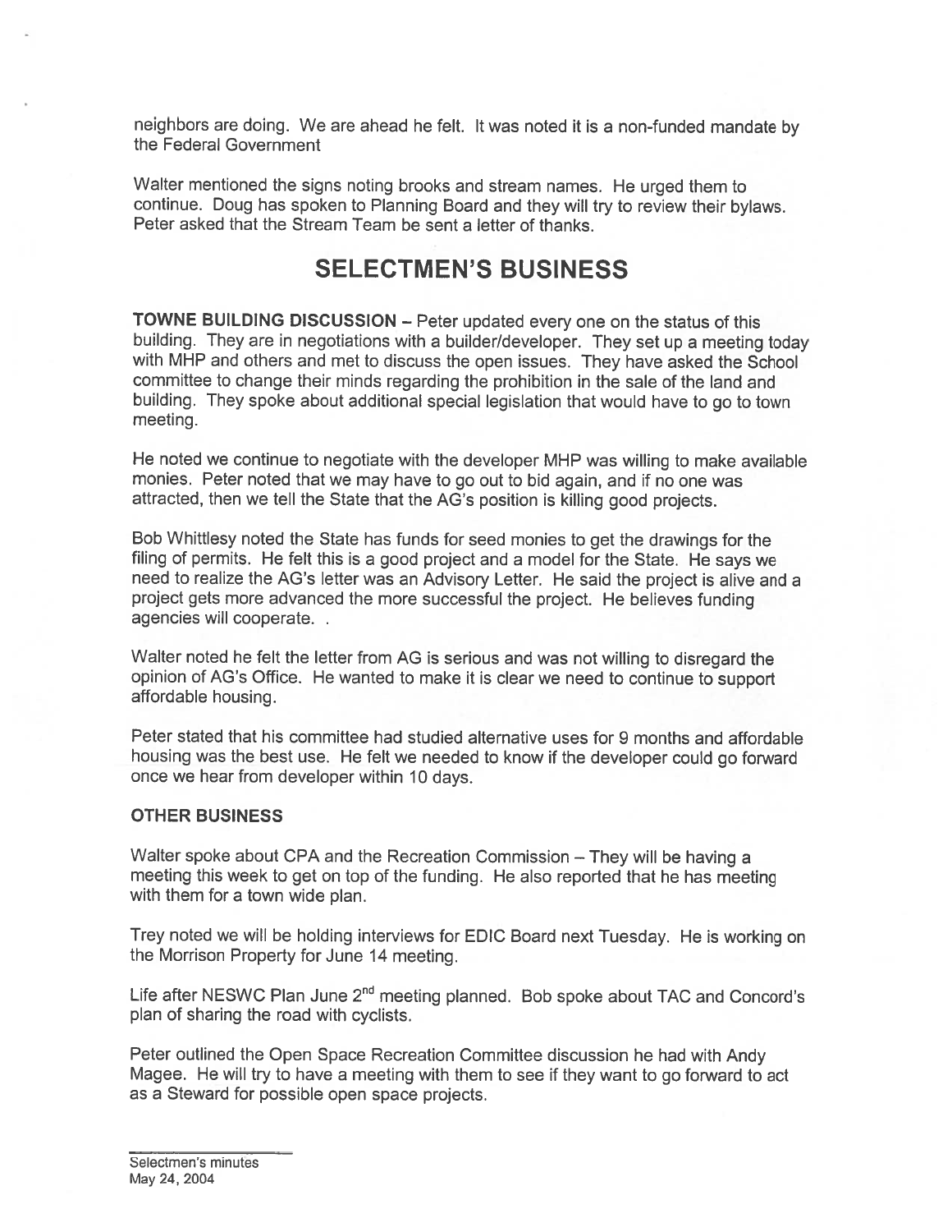neighbors are doing. We are ahead he felt. It was noted it is a non-funded mandate by the Federal Government

Walter mentioned the signs noting brooks and stream names. He urged them to continue. Doug has spoken to Planning Board and they will try to review their bylaws. Peter asked that the Stream Team be sent a letter of thanks.

# SELECTMEN'S BUSINESS

**TOWNE BUILDING DISCUSSION** – Peter updated every one on the status of this building. They are in negotiations with a builder/developer. They set up a meeting today with MHP and others and met to discuss the open issues. They have asked the School committee to change their minds regarding the prohibition in the sale of the land and building. They spoke about additional special legislation that would have to go to town meeting.

He noted we continue to negotiate with the developer MHP was willing to make available monies. Peter noted that we may have to go out to bid again, and if no one was attracted, then we tell the State that the AG's position is killing good projects.

Bob Whittlesy noted the State has funds for seed monies to get the drawings for the filing of permits. He felt this is a good project and a model for the State. He says we need to realize the AG's letter was an Advisory Letter. He said the project is alive and a project gets more advanced the more successful the project. He believes funding agencies will cooperate. .

Walter noted he felt the letter from AG is serious and was not willing to disregard the opinion of AG's Office. He wanted to make it is clear we need to continue to support affordable housing.

Peter stated that his committee had studied alternative uses for 9 months and affordable housing was the best use. He felt we needed to know if the developer could go forward once we hear from developer within 10 days.

**OTHER BUSINESS**

Walter spoke about CPA and the Recreation Commission – They will be having a meeting this week to get on top of the funding. He also reported that he has meeting with them for a town wide plan.

Trey noted we will be holding interviews for EDIC Board next Tuesday. He is working on the Morrison Property for June 14 meeting.

Life after NESWC Plan June 2nd meeting planned. Bob spoke about TAC and Concord's plan of sharing the road with cyclists.

Peter outlined the Open Space Recreation Committee discussion he had with Andy Magee. He will try to have a meeting with them to see if they want to go forward to act as a Steward for possible open space projects.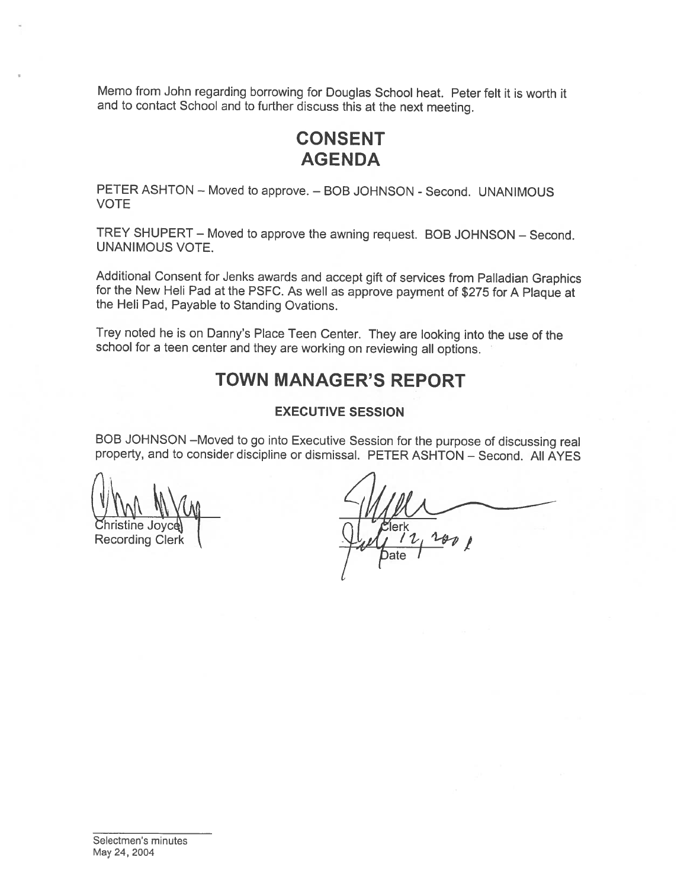Memo from John regarding borrowing for Douglas School heat. Peter felt it is worth it and to contact School and to further discuss this at the next meeting.

# CONSENT AGENDA

PETER ASHTON – Moved to approve. – BOB JOHNSON - Second. UNANIMOUS VOTE

TREY SHUPERT – Moved to approve the awning request. BOB JOHNSON – Second. UNANIMOUS VOTE.

Additional Consent for Jenks awards and accept gift of services from Palladian Graphics for the New Heli Pad at the PSFC. As well as approve payment of $275 for A Plaque at the Heli Pad, Payable to Standing Ovations.

Trey noted he is on Danny's Place Teen Center. They are looking into the use of the school for a teen center and they are working on reviewing all options.

# TOWN MANAGER'S REPORT

### EXECUTIVE SESSION

BOB JOHNSON –Moved to go into Executive Session for the purpose of discussing real property, and to consider discipline or dismissal. PETER ASHTON – Second. All AYES

Christine Joyce
Recording Clerk

Clerk
July 12, 2004
Date

Selectmen's minutes
May 24, 2004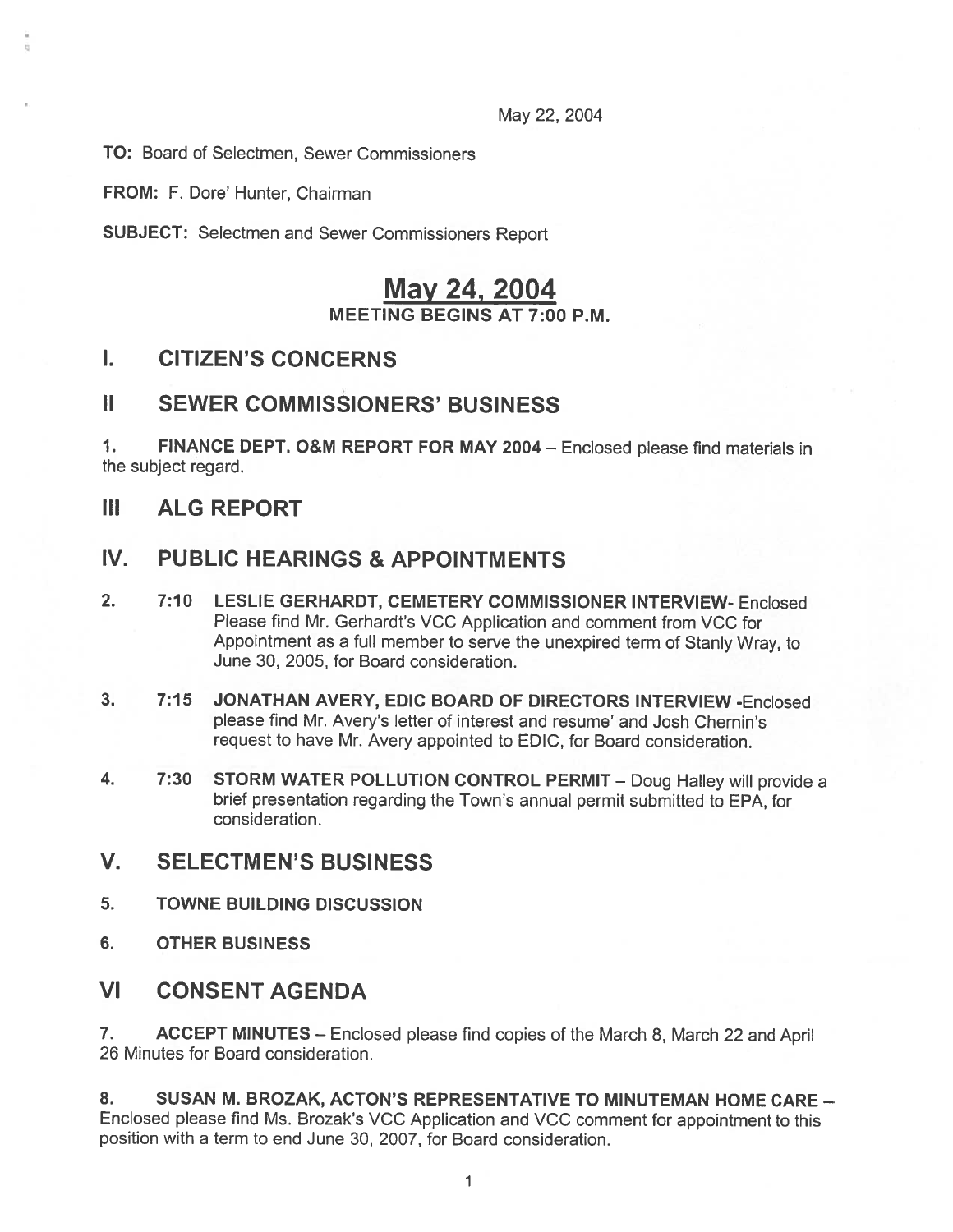May 22, 2004

**TO:** Board of Selectmen, Sewer Commissioners

**FROM:** F. Dore' Hunter, Chairman

**SUBJECT:** Selectmen and Sewer Commissioners Report

# May 24, 2004

**MEETING BEGINS AT 7:00 P.M.**

## I. CITIZEN'S CONCERNS

## II SEWER COMMISSIONERS' BUSINESS

1. **FINANCE DEPT. O&M REPORT FOR MAY 2004** – Enclosed please find materials in the subject regard.

## III ALG REPORT

## IV. PUBLIC HEARINGS & APPOINTMENTS

2. **7:10 LESLIE GERHARDT, CEMETERY COMMISSIONER INTERVIEW-** Enclosed Please find Mr. Gerhardt's VCC Application and comment from VCC for Appointment as a full member to serve the unexpired term of Stanly Wray, to June 30, 2005, for Board consideration.

3. **7:15 JONATHAN AVERY, EDIC BOARD OF DIRECTORS INTERVIEW** -Enclosed please find Mr. Avery's letter of interest and resume' and Josh Chernin's request to have Mr. Avery appointed to EDIC, for Board consideration.

4. **7:30 STORM WATER POLLUTION CONTROL PERMIT** – Doug Halley will provide a brief presentation regarding the Town's annual permit submitted to EPA, for consideration.

## V. SELECTMEN'S BUSINESS

5. **TOWNE BUILDING DISCUSSION**

6. **OTHER BUSINESS**

## VI CONSENT AGENDA

7. **ACCEPT MINUTES** – Enclosed please find copies of the March 8, March 22 and April 26 Minutes for Board consideration.

8. **SUSAN M. BROZAK, ACTON'S REPRESENTATIVE TO MINUTEMAN HOME CARE** – Enclosed please find Ms. Brozak's VCC Application and VCC comment for appointment to this position with a term to end June 30, 2007, for Board consideration.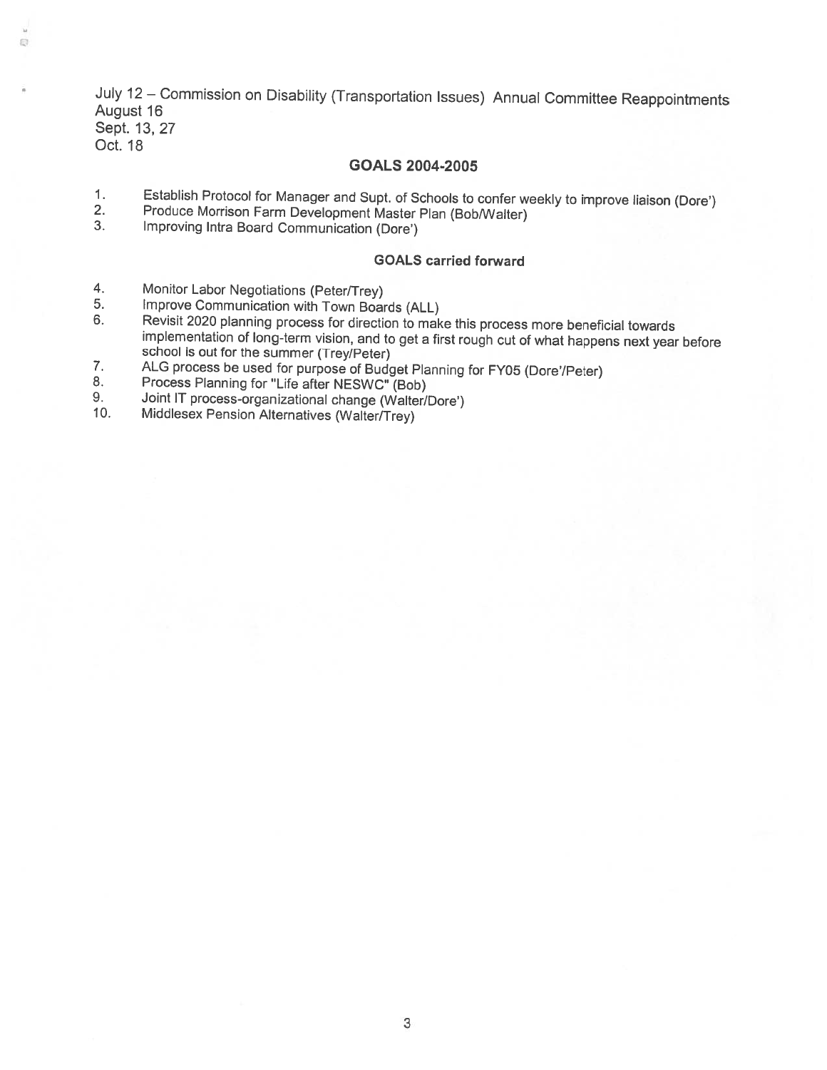July 12 – Commission on Disability (Transportation Issues) Annual Committee Reappointments
August 16
Sept. 13, 27
Oct. 18

## GOALS 2004-2005

1. Establish Protocol for Manager and Supt. of Schools to confer weekly to improve liaison (Dore')
2. Produce Morrison Farm Development Master Plan (Bob/Walter)
3. Improving Intra Board Communication (Dore')

### GOALS carried forward

4. Monitor Labor Negotiations (Peter/Trey)
5. Improve Communication with Town Boards (ALL)
6. Revisit 2020 planning process for direction to make this process more beneficial towards implementation of long-term vision, and to get a first rough cut of what happens next year before school is out for the summer (Trey/Peter)
7. ALG process be used for purpose of Budget Planning for FY05 (Dore'/Peter)
8. Process Planning for "Life after NESWC" (Bob)
9. Joint IT process-organizational change (Walter/Dore')
10. Middlesex Pension Alternatives (Walter/Trey)